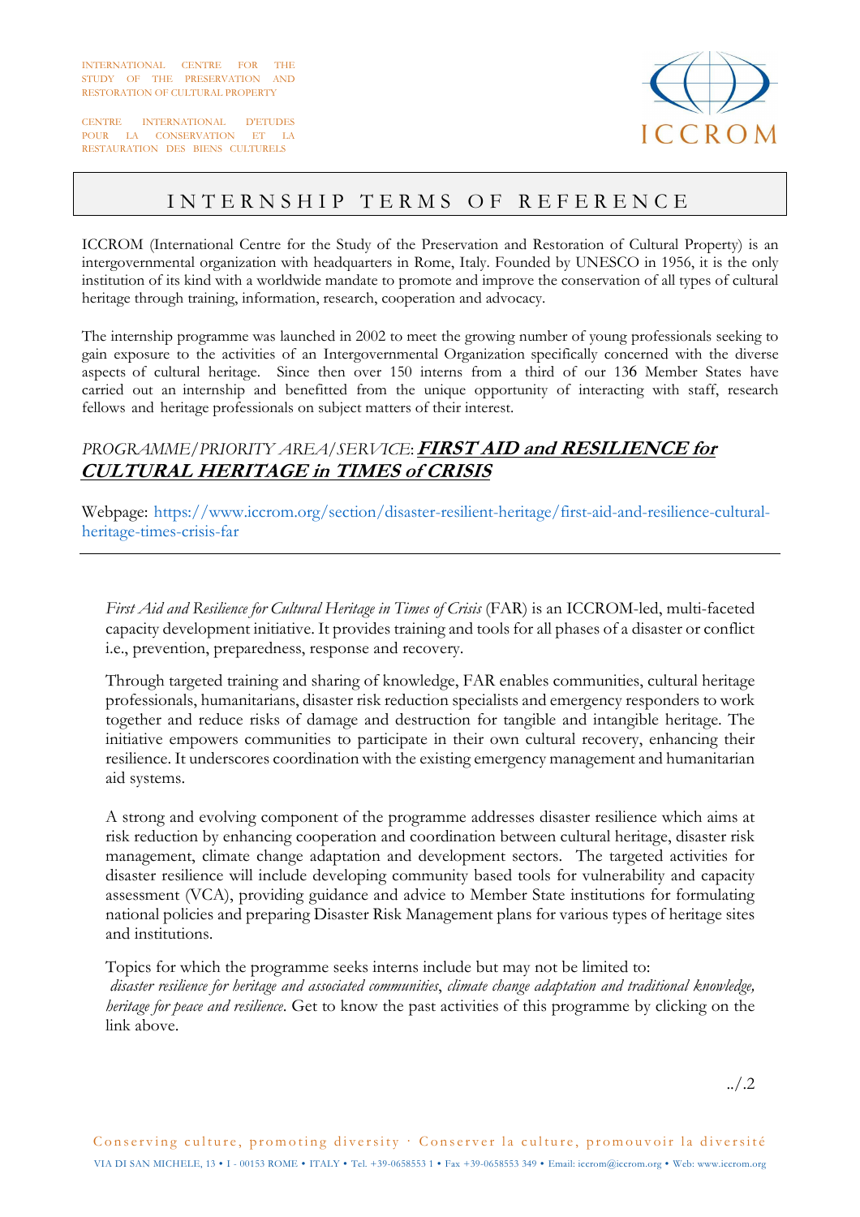INTERNATIONAL CENTRE FOR THE STUDY OF THE PRESERVATION AND RESTORATION OF CULTURAL PROPERTY

CENTRE INTERNATIONAL D'ETUDES POUR LA CONSERVATION ET LA RESTAURATION DES BIENS CULTURELS

ICCROM

# INTERNSHIP TERMS OF REFERENCE

ICCROM (International Centre for the Study of the Preservation and Restoration of Cultural Property) is an intergovernmental organization with headquarters in Rome, Italy. Founded by UNESCO in 1956, it is the only institution of its kind with a worldwide mandate to promote and improve the conservation of all types of cultural heritage through training, information, research, cooperation and advocacy.

The internship programme was launched in 2002 to meet the growing number of young professionals seeking to gain exposure to the activities of an Intergovernmental Organization specifically concerned with the diverse aspects of cultural heritage. Since then over 150 interns from a third of our 136 Member States have carried out an internship and benefitted from the unique opportunity of interacting with staff, research fellows and heritage professionals on subject matters of their interest.

## *PROGRAMME/PRIORITY AREA/SERVICE*: ***FIRST AID and RESILIENCE for CULTURAL HERITAGE in TIMES of CRISIS***

Webpage: https://www.iccrom.org/section/disaster-resilient-heritage/first-aid-and-resilience-cultural-heritage-times-crisis-far

---

*First Aid and Resilience for Cultural Heritage in Times of Crisis* (FAR) is an ICCROM-led, multi-faceted capacity development initiative. It provides training and tools for all phases of a disaster or conflict i.e., prevention, preparedness, response and recovery.

Through targeted training and sharing of knowledge, FAR enables communities, cultural heritage professionals, humanitarians, disaster risk reduction specialists and emergency responders to work together and reduce risks of damage and destruction for tangible and intangible heritage. The initiative empowers communities to participate in their own cultural recovery, enhancing their resilience. It underscores coordination with the existing emergency management and humanitarian aid systems.

A strong and evolving component of the programme addresses disaster resilience which aims at risk reduction by enhancing cooperation and coordination between cultural heritage, disaster risk management, climate change adaptation and development sectors. The targeted activities for disaster resilience will include developing community based tools for vulnerability and capacity assessment (VCA), providing guidance and advice to Member State institutions for formulating national policies and preparing Disaster Risk Management plans for various types of heritage sites and institutions.

Topics for which the programme seeks interns include but may not be limited to: *disaster resilience for heritage and associated communities*, *climate change adaptation and traditional knowledge, heritage for peace and resilience*. Get to know the past activities of this programme by clicking on the link above.

../.2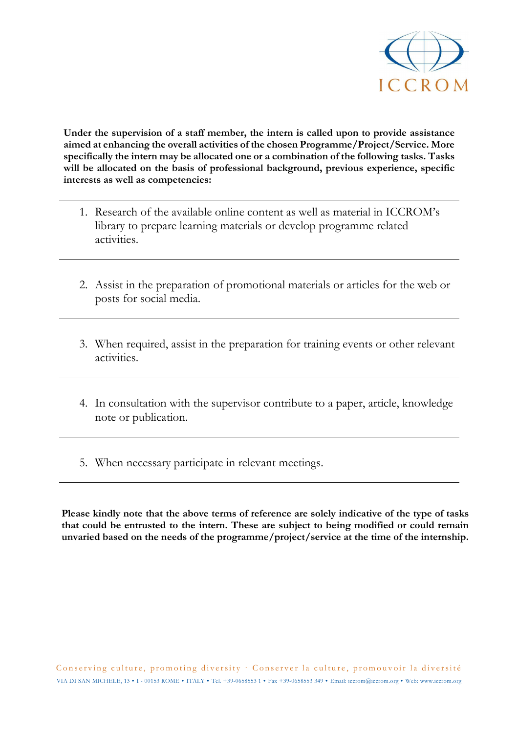**Under the supervision of a staff member, the intern is called upon to provide assistance aimed at enhancing the overall activities of the chosen Programme/Project/Service. More specifically the intern may be allocated one or a combination of the following tasks. Tasks will be allocated on the basis of professional background, previous experience, specific interests as well as competencies:**

1. Research of the available online content as well as material in ICCROM's library to prepare learning materials or develop programme related activities.
2. Assist in the preparation of promotional materials or articles for the web or posts for social media.
3. When required, assist in the preparation for training events or other relevant activities.
4. In consultation with the supervisor contribute to a paper, article, knowledge note or publication.
5. When necessary participate in relevant meetings.

**Please kindly note that the above terms of reference are solely indicative of the type of tasks that could be entrusted to the intern. These are subject to being modified or could remain unvaried based on the needs of the programme/project/service at the time of the internship.**